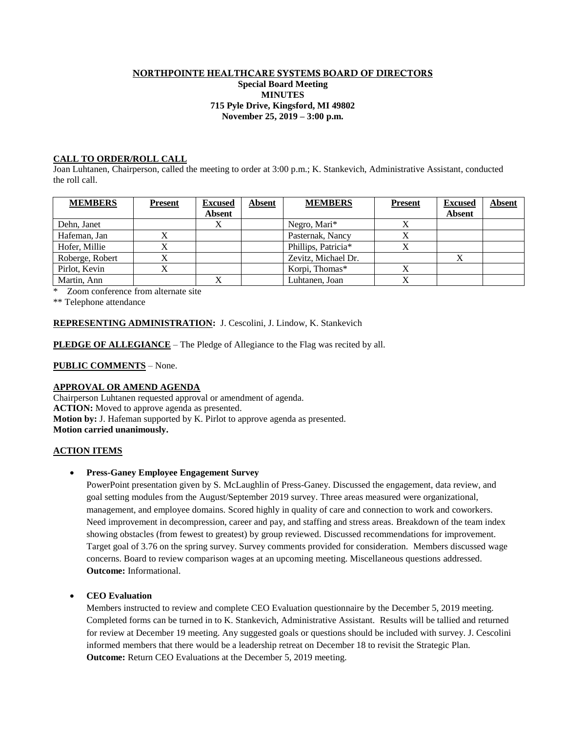# NORTHPOINTE HEALTHCARE SYSTEMS BOARD OF DIRECTORS

**Special Board Meeting**
**MINUTES**
**715 Pyle Drive, Kingsford, MI 49802**
**November 25, 2019 – 3:00 p.m.**

## CALL TO ORDER/ROLL CALL

Joan Luhtanen, Chairperson, called the meeting to order at 3:00 p.m.; K. Stankevich, Administrative Assistant, conducted the roll call.

| MEMBERS | Present | Excused Absent | Absent | MEMBERS | Present | Excused Absent | Absent |
|---|---|---|---|---|---|---|---|
| Dehn, Janet | | X | | Negro, Mari* | X | | |
| Hafeman, Jan | X | | | Pasternak, Nancy | X | | |
| Hofer, Millie | X | | | Phillips, Patricia* | X | | |
| Roberge, Robert | X | | | Zevitz, Michael Dr. | | X | |
| Pirlot, Kevin | X | | | Korpi, Thomas* | X | | |
| Martin, Ann | | X | | Luhtanen, Joan | X | | |

\* Zoom conference from alternate site

\*\* Telephone attendance

**REPRESENTING ADMINISTRATION:** J. Cescolini, J. Lindow, K. Stankevich

**PLEDGE OF ALLEGIANCE** – The Pledge of Allegiance to the Flag was recited by all.

**PUBLIC COMMENTS** – None.

## APPROVAL OR AMEND AGENDA

Chairperson Luhtanen requested approval or amendment of agenda.
**ACTION:** Moved to approve agenda as presented.
**Motion by:** J. Hafeman supported by K. Pirlot to approve agenda as presented.
**Motion carried unanimously.**

## ACTION ITEMS

- **Press-Ganey Employee Engagement Survey**
  PowerPoint presentation given by S. McLaughlin of Press-Ganey. Discussed the engagement, data review, and goal setting modules from the August/September 2019 survey. Three areas measured were organizational, management, and employee domains. Scored highly in quality of care and connection to work and coworkers. Need improvement in decompression, career and pay, and staffing and stress areas. Breakdown of the team index showing obstacles (from fewest to greatest) by group reviewed. Discussed recommendations for improvement. Target goal of 3.76 on the spring survey. Survey comments provided for consideration. Members discussed wage concerns. Board to review comparison wages at an upcoming meeting. Miscellaneous questions addressed.
  **Outcome:** Informational.

- **CEO Evaluation**
  Members instructed to review and complete CEO Evaluation questionnaire by the December 5, 2019 meeting. Completed forms can be turned in to K. Stankevich, Administrative Assistant. Results will be tallied and returned for review at December 19 meeting. Any suggested goals or questions should be included with survey. J. Cescolini informed members that there would be a leadership retreat on December 18 to revisit the Strategic Plan.
  **Outcome:** Return CEO Evaluations at the December 5, 2019 meeting.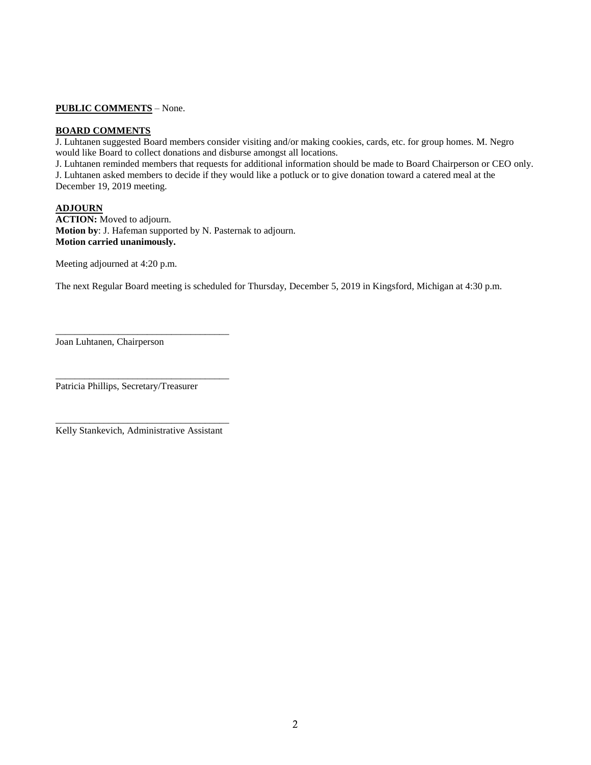**PUBLIC COMMENTS** – None.

**BOARD COMMENTS**

J. Luhtanen suggested Board members consider visiting and/or making cookies, cards, etc. for group homes. M. Negro would like Board to collect donations and disburse amongst all locations.

J. Luhtanen reminded members that requests for additional information should be made to Board Chairperson or CEO only.

J. Luhtanen asked members to decide if they would like a potluck or to give donation toward a catered meal at the December 19, 2019 meeting.

**ADJOURN**

**ACTION:** Moved to adjourn.
**Motion by**: J. Hafeman supported by N. Pasternak to adjourn.
**Motion carried unanimously.**

Meeting adjourned at 4:20 p.m.

The next Regular Board meeting is scheduled for Thursday, December 5, 2019 in Kingsford, Michigan at 4:30 p.m.

_____________________________________
Joan Luhtanen, Chairperson

_____________________________________
Patricia Phillips, Secretary/Treasurer

_____________________________________
Kelly Stankevich, Administrative Assistant